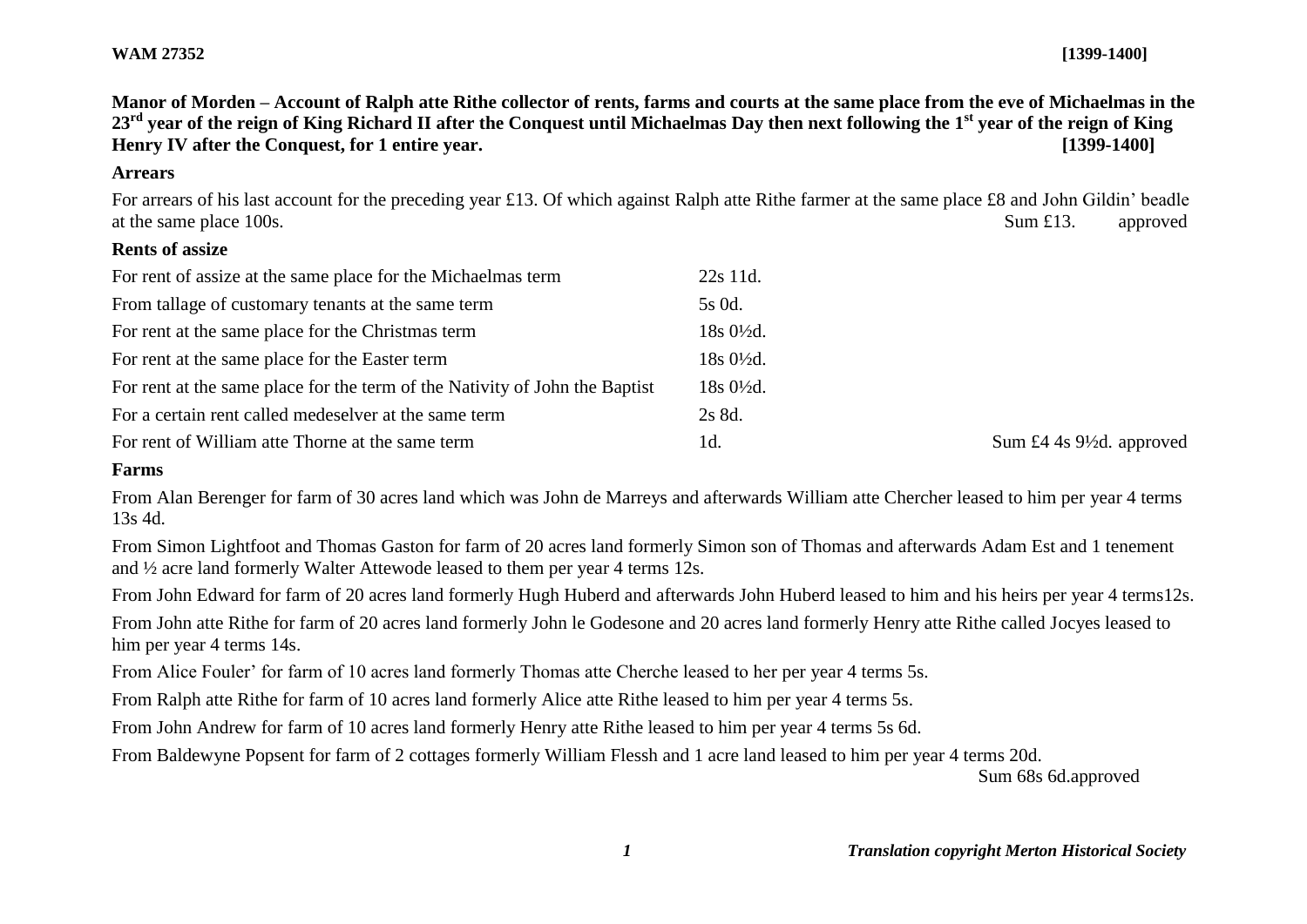**WAM 27352** **[1399-1400]**

**Manor of Morden – Account of Ralph atte Rithe collector of rents, farms and courts at the same place from the eve of Michaelmas in the 23rd year of the reign of King Richard II after the Conquest until Michaelmas Day then next following the 1st year of the reign of King Henry IV after the Conquest, for 1 entire year.** **[1399-1400]**

**Arrears**

For arrears of his last account for the preceding year £13. Of which against Ralph atte Rithe farmer at the same place £8 and John Gildin' beadle at the same place 100s. Sum £13. approved

**Rents of assize**

| | | |
|---|---|---|
| For rent of assize at the same place for the Michaelmas term | 22s 11d. | |
| From tallage of customary tenants at the same term | 5s 0d. | |
| For rent at the same place for the Christmas term | 18s 0½d. | |
| For rent at the same place for the Easter term | 18s 0½d. | |
| For rent at the same place for the term of the Nativity of John the Baptist | 18s 0½d. | |
| For a certain rent called medeselver at the same term | 2s 8d. | |
| For rent of William atte Thorne at the same term | 1d. | Sum £4 4s 9½d. approved |

**Farms**

From Alan Berenger for farm of 30 acres land which was John de Marreys and afterwards William atte Chercher leased to him per year 4 terms 13s 4d.

From Simon Lightfoot and Thomas Gaston for farm of 20 acres land formerly Simon son of Thomas and afterwards Adam Est and 1 tenement and ½ acre land formerly Walter Attewode leased to them per year 4 terms 12s.

From John Edward for farm of 20 acres land formerly Hugh Huberd and afterwards John Huberd leased to him and his heirs per year 4 terms12s.

From John atte Rithe for farm of 20 acres land formerly John le Godesone and 20 acres land formerly Henry atte Rithe called Jocyes leased to him per year 4 terms 14s.

From Alice Fouler' for farm of 10 acres land formerly Thomas atte Cherche leased to her per year 4 terms 5s.

From Ralph atte Rithe for farm of 10 acres land formerly Alice atte Rithe leased to him per year 4 terms 5s.

From John Andrew for farm of 10 acres land formerly Henry atte Rithe leased to him per year 4 terms 5s 6d.

From Baldewyne Popsent for farm of 2 cottages formerly William Flessh and 1 acre land leased to him per year 4 terms 20d.

Sum 68s 6d.approved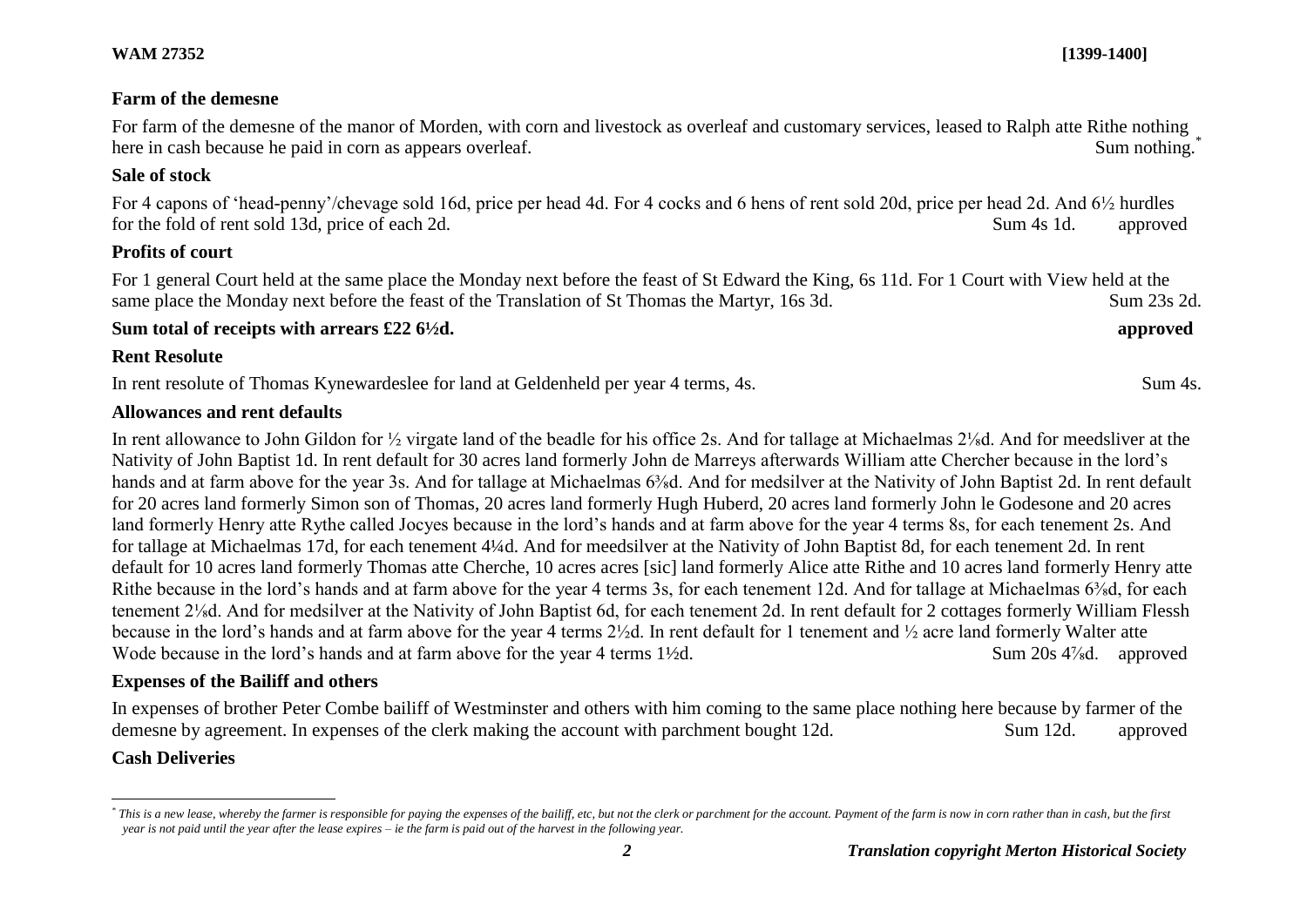**WAM 27352** **[1399-1400]**

**Farm of the demesne**

For farm of the demesne of the manor of Morden, with corn and livestock as overleaf and customary services, leased to Ralph atte Rithe nothing here in cash because he paid in corn as appears overleaf. Sum nothing.*

**Sale of stock**

For 4 capons of 'head-penny'/chevage sold 16d, price per head 4d. For 4 cocks and 6 hens of rent sold 20d, price per head 2d. And 6½ hurdles for the fold of rent sold 13d, price of each 2d. Sum 4s 1d. approved

**Profits of court**

For 1 general Court held at the same place the Monday next before the feast of St Edward the King, 6s 11d. For 1 Court with View held at the same place the Monday next before the feast of the Translation of St Thomas the Martyr, 16s 3d. Sum 23s 2d.

**Sum total of receipts with arrears £22 6½d. approved**

**Rent Resolute**

In rent resolute of Thomas Kynewardeslee for land at Geldenheld per year 4 terms, 4s. Sum 4s.

**Allowances and rent defaults**

In rent allowance to John Gildon for ½ virgate land of the beadle for his office 2s. And for tallage at Michaelmas 2⅛d. And for meedsliver at the Nativity of John Baptist 1d. In rent default for 30 acres land formerly John de Marreys afterwards William atte Chercher because in the lord's hands and at farm above for the year 3s. And for tallage at Michaelmas 6⅜d. And for medsilver at the Nativity of John Baptist 2d. In rent default for 20 acres land formerly Simon son of Thomas, 20 acres land formerly Hugh Huberd, 20 acres land formerly John le Godesone and 20 acres land formerly Henry atte Rythe called Jocyes because in the lord's hands and at farm above for the year 4 terms 8s, for each tenement 2s. And for tallage at Michaelmas 17d, for each tenement 4¼d. And for meedsilver at the Nativity of John Baptist 8d, for each tenement 2d. In rent default for 10 acres land formerly Thomas atte Cherche, 10 acres acres [sic] land formerly Alice atte Rithe and 10 acres land formerly Henry atte Rithe because in the lord's hands and at farm above for the year 4 terms 3s, for each tenement 12d. And for tallage at Michaelmas 6⅜d, for each tenement 2⅛d. And for medsilver at the Nativity of John Baptist 6d, for each tenement 2d. In rent default for 2 cottages formerly William Flessh because in the lord's hands and at farm above for the year 4 terms 2½d. In rent default for 1 tenement and ½ acre land formerly Walter atte Wode because in the lord's hands and at farm above for the year 4 terms 1½d. Sum 20s 4⅞d. approved

**Expenses of the Bailiff and others**

In expenses of brother Peter Combe bailiff of Westminster and others with him coming to the same place nothing here because by farmer of the demesne by agreement. In expenses of the clerk making the account with parchment bought 12d. Sum 12d. approved

**Cash Deliveries**

---

*\* This is a new lease, whereby the farmer is responsible for paying the expenses of the bailiff, etc, but not the clerk or parchment for the account. Payment of the farm is now in corn rather than in cash, but the first year is not paid until the year after the lease expires – ie the farm is paid out of the harvest in the following year.*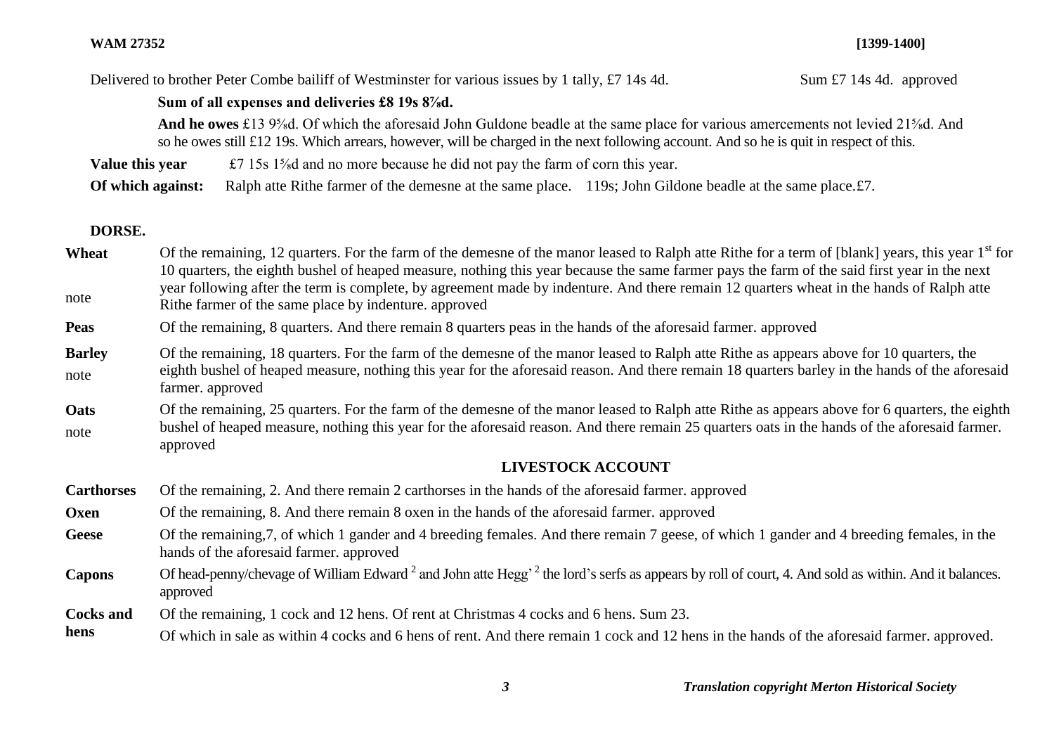Delivered to brother Peter Combe bailiff of Westminster for various issues by 1 tally, £7 14s 4d. Sum £7 14s 4d. approved

**Sum of all expenses and deliveries £8 19s 8⅞d.**

**And he owes** £13 9⅝d. Of which the aforesaid John Guldone beadle at the same place for various amercements not levied 21⅝d. And so he owes still £12 19s. Which arrears, however, will be charged in the next following account. And so he is quit in respect of this.

**Value this year** £7 15s 1⅝d and no more because he did not pay the farm of corn this year.

**Of which against:** Ralph atte Rithe farmer of the demesne at the same place. 119s; John Gildone beadle at the same place.£7.

## DORSE.

**Wheat** (note) Of the remaining, 12 quarters. For the farm of the demesne of the manor leased to Ralph atte Rithe for a term of [blank] years, this year 1st for 10 quarters, the eighth bushel of heaped measure, nothing this year because the same farmer pays the farm of the said first year in the next year following after the term is complete, by agreement made by indenture. And there remain 12 quarters wheat in the hands of Ralph atte Rithe farmer of the same place by indenture. approved

**Peas** Of the remaining, 8 quarters. And there remain 8 quarters peas in the hands of the aforesaid farmer. approved

**Barley** (note) Of the remaining, 18 quarters. For the farm of the demesne of the manor leased to Ralph atte Rithe as appears above for 10 quarters, the eighth bushel of heaped measure, nothing this year for the aforesaid reason. And there remain 18 quarters barley in the hands of the aforesaid farmer. approved

**Oats** (note) Of the remaining, 25 quarters. For the farm of the demesne of the manor leased to Ralph atte Rithe as appears above for 6 quarters, the eighth bushel of heaped measure, nothing this year for the aforesaid reason. And there remain 25 quarters oats in the hands of the aforesaid farmer. approved

## LIVESTOCK ACCOUNT

**Carthorses** Of the remaining, 2. And there remain 2 carthorses in the hands of the aforesaid farmer. approved

**Oxen** Of the remaining, 8. And there remain 8 oxen in the hands of the aforesaid farmer. approved

**Geese** Of the remaining,7, of which 1 gander and 4 breeding females. And there remain 7 geese, of which 1 gander and 4 breeding females, in the hands of the aforesaid farmer. approved

**Capons** Of head-penny/chevage of William Edward [2] and John atte Hegg' [2] the lord's serfs as appears by roll of court, 4. And sold as within. And it balances. approved

**Cocks and hens** Of the remaining, 1 cock and 12 hens. Of rent at Christmas 4 cocks and 6 hens. Sum 23.

Of which in sale as within 4 cocks and 6 hens of rent. And there remain 1 cock and 12 hens in the hands of the aforesaid farmer. approved.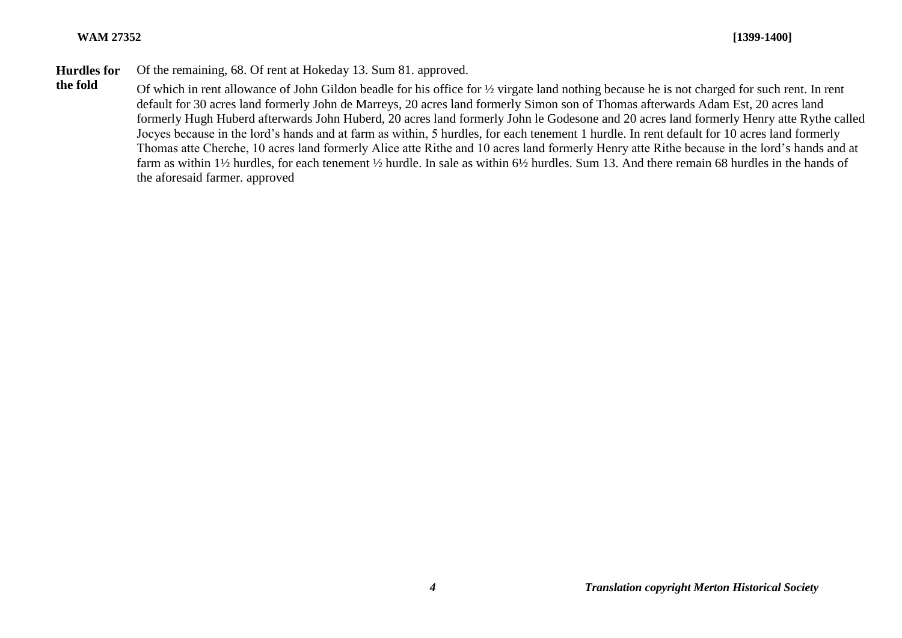**Hurdles for the fold**

Of the remaining, 68. Of rent at Hokeday 13. Sum 81. approved.

Of which in rent allowance of John Gildon beadle for his office for ½ virgate land nothing because he is not charged for such rent. In rent default for 30 acres land formerly John de Marreys, 20 acres land formerly Simon son of Thomas afterwards Adam Est, 20 acres land formerly Hugh Huberd afterwards John Huberd, 20 acres land formerly John le Godesone and 20 acres land formerly Henry atte Rythe called Jocyes because in the lord's hands and at farm as within, 5 hurdles, for each tenement 1 hurdle. In rent default for 10 acres land formerly Thomas atte Cherche, 10 acres land formerly Alice atte Rithe and 10 acres land formerly Henry atte Rithe because in the lord's hands and at farm as within 1½ hurdles, for each tenement ½ hurdle. In sale as within 6½ hurdles. Sum 13. And there remain 68 hurdles in the hands of the aforesaid farmer. approved